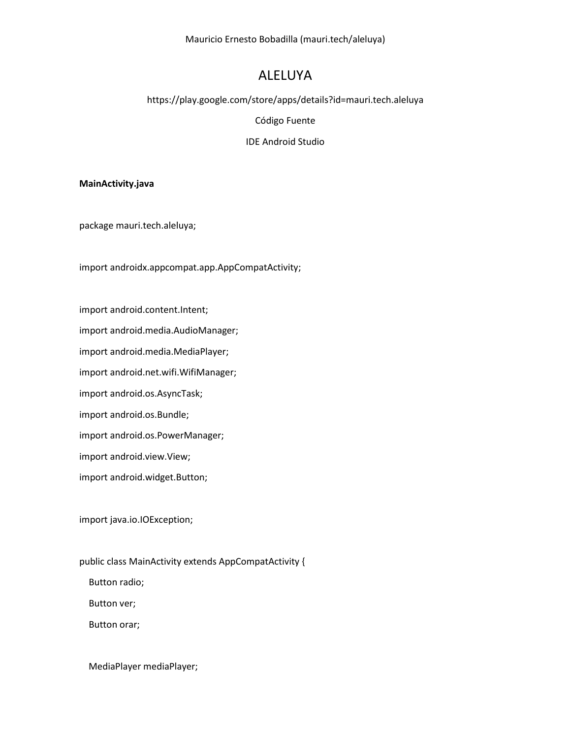Mauricio Ernesto Bobadilla (mauri.tech/aleluya)

# ALELUYA

https://play.google.com/store/apps/details?id=mauri.tech.aleluya

Código Fuente

IDE Android Studio

**MainActivity.java**

```
package mauri.tech.aleluya;

import androidx.appcompat.app.AppCompatActivity;

import android.content.Intent;
import android.media.AudioManager;
import android.media.MediaPlayer;
import android.net.wifi.WifiManager;
import android.os.AsyncTask;
import android.os.Bundle;
import android.os.PowerManager;
import android.view.View;
import android.widget.Button;

import java.io.IOException;

public class MainActivity extends AppCompatActivity {
    Button radio;
    Button ver;
    Button orar;

    MediaPlayer mediaPlayer;
```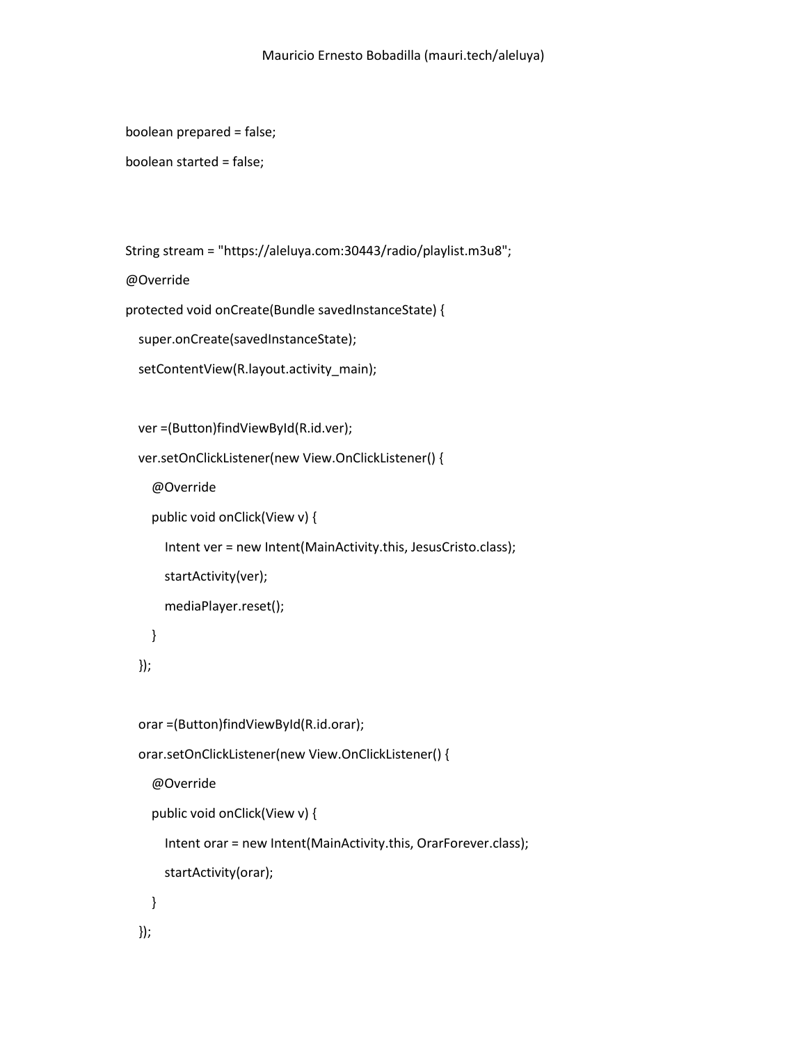```java
boolean prepared = false;
boolean started = false;



String stream = "https://aleluya.com:30443/radio/playlist.m3u8";
@Override
protected void onCreate(Bundle savedInstanceState) {
   super.onCreate(savedInstanceState);
   setContentView(R.layout.activity_main);

   ver =(Button)findViewById(R.id.ver);
   ver.setOnClickListener(new View.OnClickListener() {
      @Override
      public void onClick(View v) {
         Intent ver = new Intent(MainActivity.this, JesusCristo.class);
         startActivity(ver);
         mediaPlayer.reset();
      }
   });

   orar =(Button)findViewById(R.id.orar);
   orar.setOnClickListener(new View.OnClickListener() {
      @Override
      public void onClick(View v) {
         Intent orar = new Intent(MainActivity.this, OrarForever.class);
         startActivity(orar);
      }
   });
```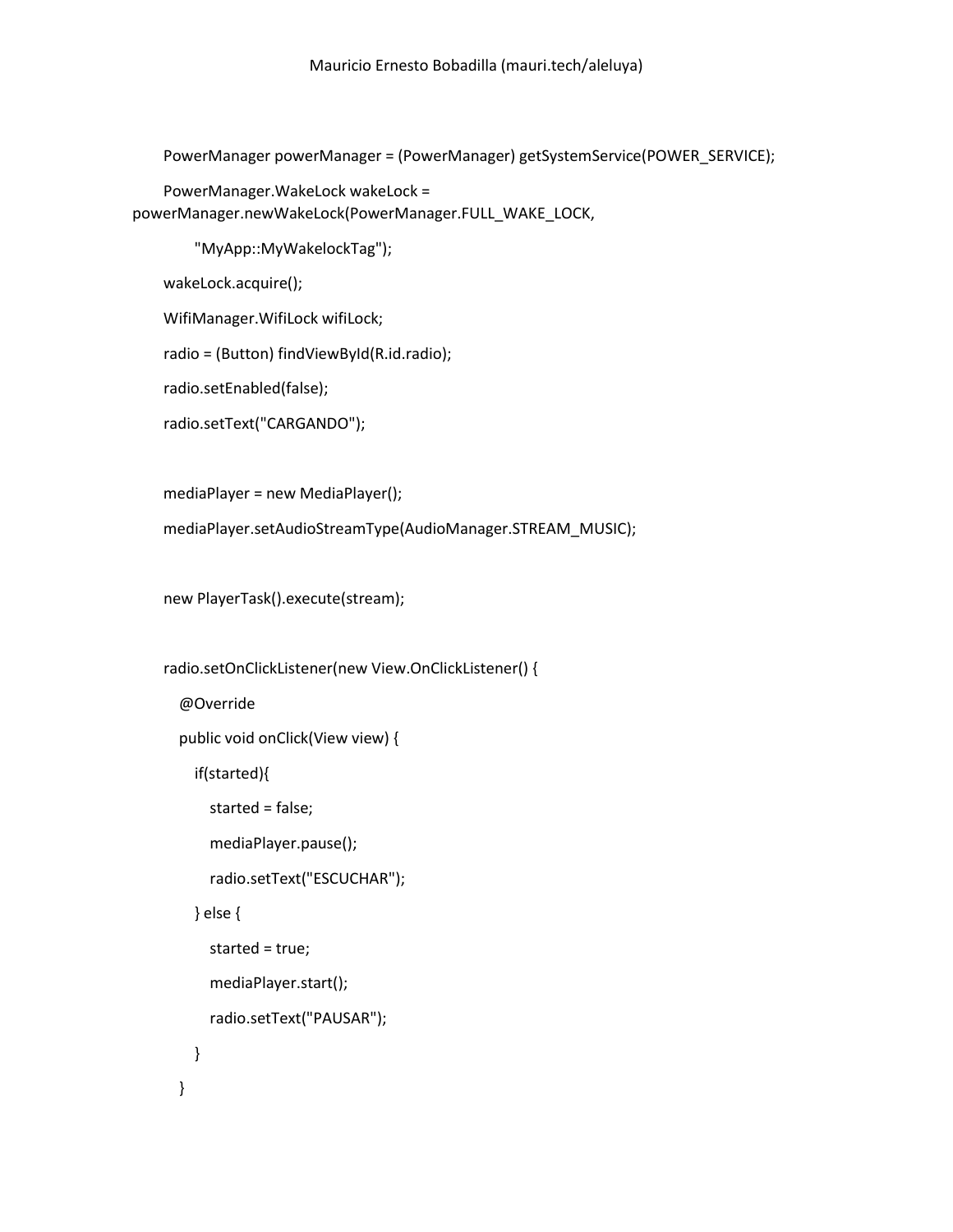```java
PowerManager powerManager = (PowerManager) getSystemService(POWER_SERVICE);
PowerManager.WakeLock wakeLock = powerManager.newWakeLock(PowerManager.FULL_WAKE_LOCK,
        "MyApp::MyWakelockTag");
wakeLock.acquire();
WifiManager.WifiLock wifiLock;
radio = (Button) findViewById(R.id.radio);
radio.setEnabled(false);
radio.setText("CARGANDO");

mediaPlayer = new MediaPlayer();
mediaPlayer.setAudioStreamType(AudioManager.STREAM_MUSIC);

new PlayerTask().execute(stream);

radio.setOnClickListener(new View.OnClickListener() {
    @Override
    public void onClick(View view) {
        if(started){
            started = false;
            mediaPlayer.pause();
            radio.setText("ESCUCHAR");
        } else {
            started = true;
            mediaPlayer.start();
            radio.setText("PAUSAR");
        }
    }
```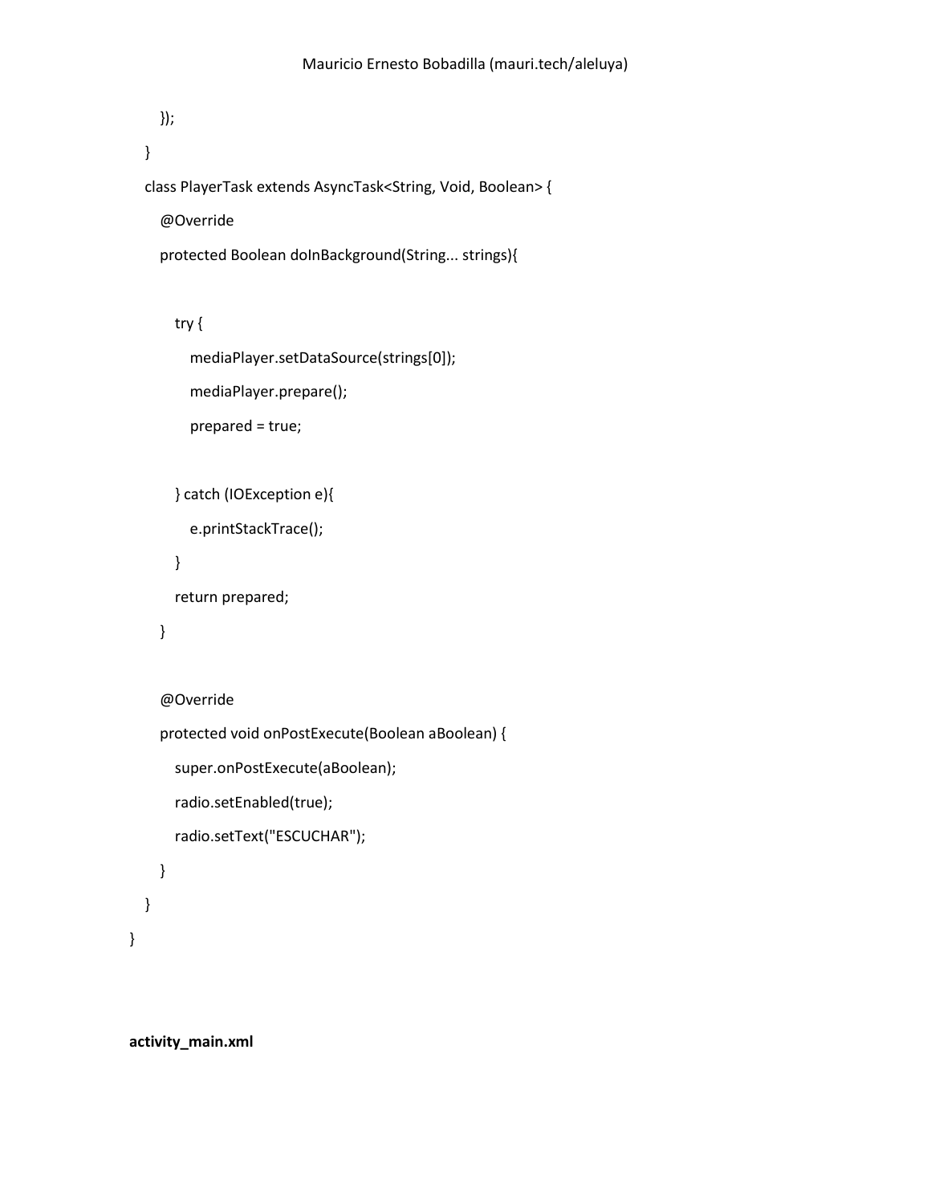```
        });
    }
    class PlayerTask extends AsyncTask<String, Void, Boolean> {
        @Override
        protected Boolean doInBackground(String... strings){

            try {
                mediaPlayer.setDataSource(strings[0]);
                mediaPlayer.prepare();
                prepared = true;

            } catch (IOException e){
                e.printStackTrace();
            }
            return prepared;
        }

        @Override
        protected void onPostExecute(Boolean aBoolean) {
            super.onPostExecute(aBoolean);
            radio.setEnabled(true);
            radio.setText("ESCUCHAR");
        }
    }
}
```

**activity_main.xml**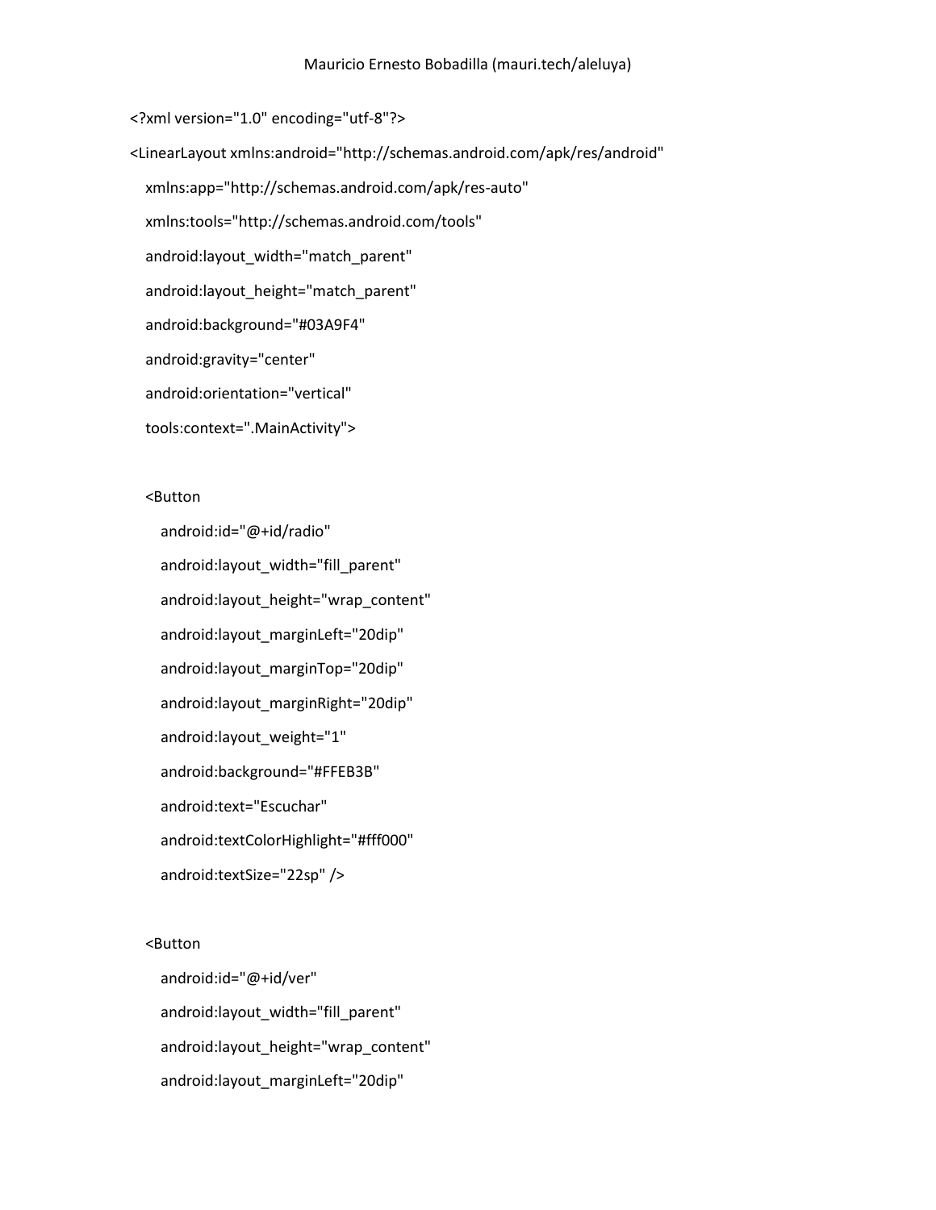```xml
<?xml version="1.0" encoding="utf-8"?>
<LinearLayout xmlns:android="http://schemas.android.com/apk/res/android"
    xmlns:app="http://schemas.android.com/apk/res-auto"
    xmlns:tools="http://schemas.android.com/tools"
    android:layout_width="match_parent"
    android:layout_height="match_parent"
    android:background="#03A9F4"
    android:gravity="center"
    android:orientation="vertical"
    tools:context=".MainActivity">

    <Button
        android:id="@+id/radio"
        android:layout_width="fill_parent"
        android:layout_height="wrap_content"
        android:layout_marginLeft="20dip"
        android:layout_marginTop="20dip"
        android:layout_marginRight="20dip"
        android:layout_weight="1"
        android:background="#FFEB3B"
        android:text="Escuchar"
        android:textColorHighlight="#fff000"
        android:textSize="22sp" />

    <Button
        android:id="@+id/ver"
        android:layout_width="fill_parent"
        android:layout_height="wrap_content"
        android:layout_marginLeft="20dip"
```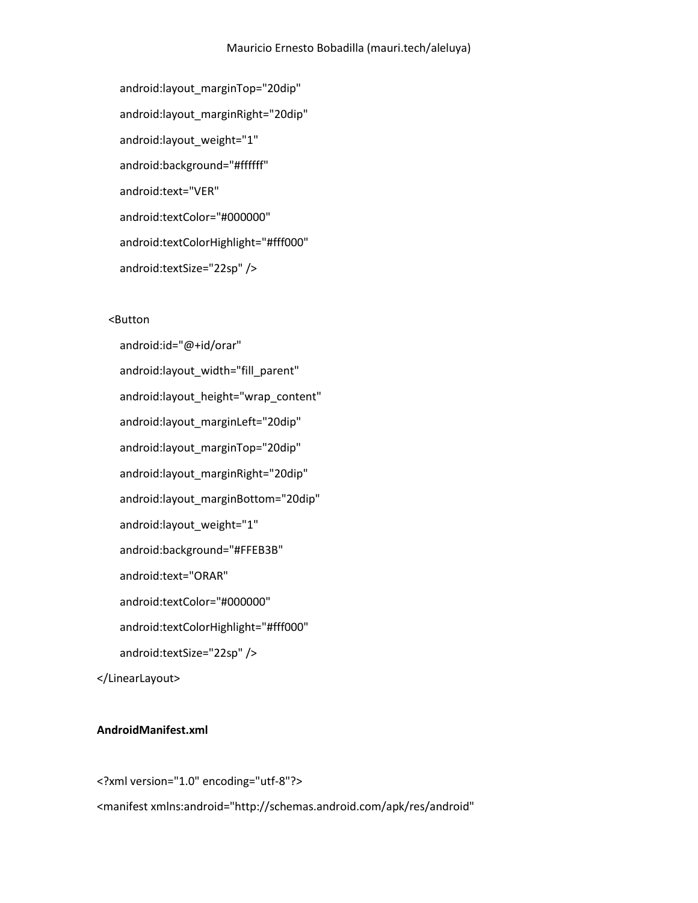```
        android:layout_marginTop="20dip"
        android:layout_marginRight="20dip"
        android:layout_weight="1"
        android:background="#ffffff"
        android:text="VER"
        android:textColor="#000000"
        android:textColorHighlight="#fff000"
        android:textSize="22sp" />

    <Button
        android:id="@+id/orar"
        android:layout_width="fill_parent"
        android:layout_height="wrap_content"
        android:layout_marginLeft="20dip"
        android:layout_marginTop="20dip"
        android:layout_marginRight="20dip"
        android:layout_marginBottom="20dip"
        android:layout_weight="1"
        android:background="#FFEB3B"
        android:text="ORAR"
        android:textColor="#000000"
        android:textColorHighlight="#fff000"
        android:textSize="22sp" />
</LinearLayout>
```

**AndroidManifest.xml**

```
<?xml version="1.0" encoding="utf-8"?>
<manifest xmlns:android="http://schemas.android.com/apk/res/android"
```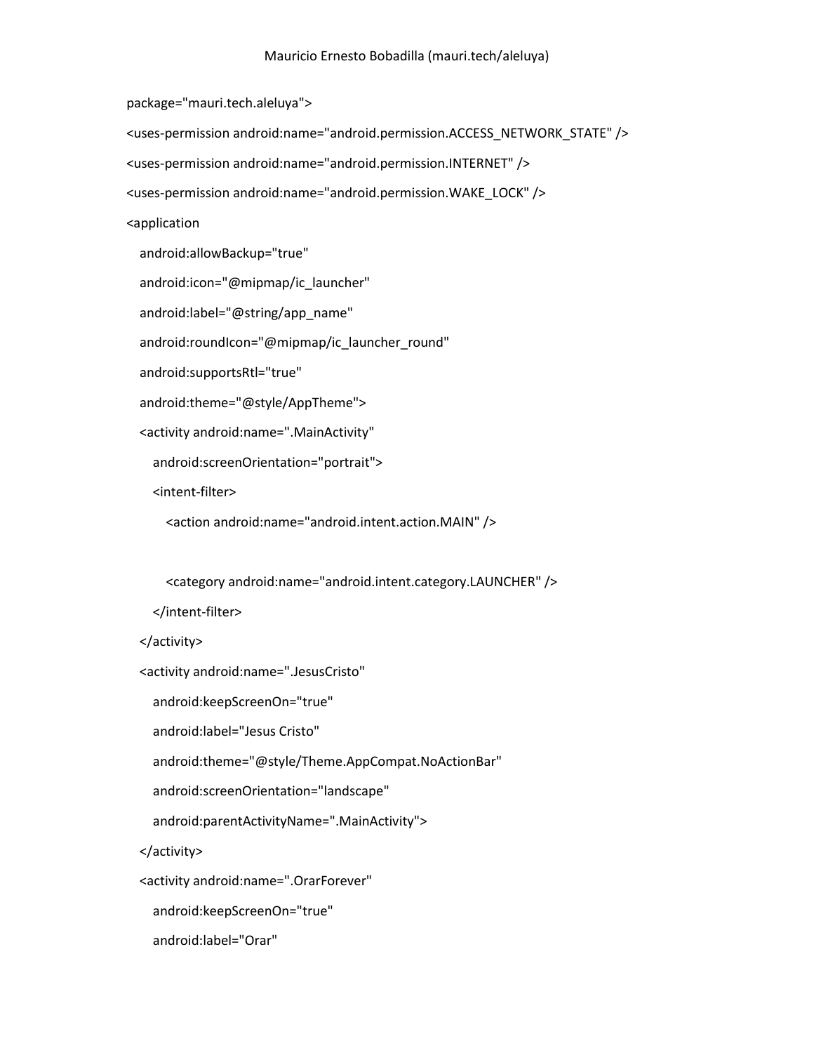```
package="mauri.tech.aleluya">
<uses-permission android:name="android.permission.ACCESS_NETWORK_STATE" />
<uses-permission android:name="android.permission.INTERNET" />
<uses-permission android:name="android.permission.WAKE_LOCK" />
<application
   android:allowBackup="true"
   android:icon="@mipmap/ic_launcher"
   android:label="@string/app_name"
   android:roundIcon="@mipmap/ic_launcher_round"
   android:supportsRtl="true"
   android:theme="@style/AppTheme">
   <activity android:name=".MainActivity"
      android:screenOrientation="portrait">
      <intent-filter>
         <action android:name="android.intent.action.MAIN" />

         <category android:name="android.intent.category.LAUNCHER" />
      </intent-filter>
   </activity>
   <activity android:name=".JesusCristo"
      android:keepScreenOn="true"
      android:label="Jesus Cristo"
      android:theme="@style/Theme.AppCompat.NoActionBar"
      android:screenOrientation="landscape"
      android:parentActivityName=".MainActivity">
   </activity>
   <activity android:name=".OrarForever"
      android:keepScreenOn="true"
      android:label="Orar"
```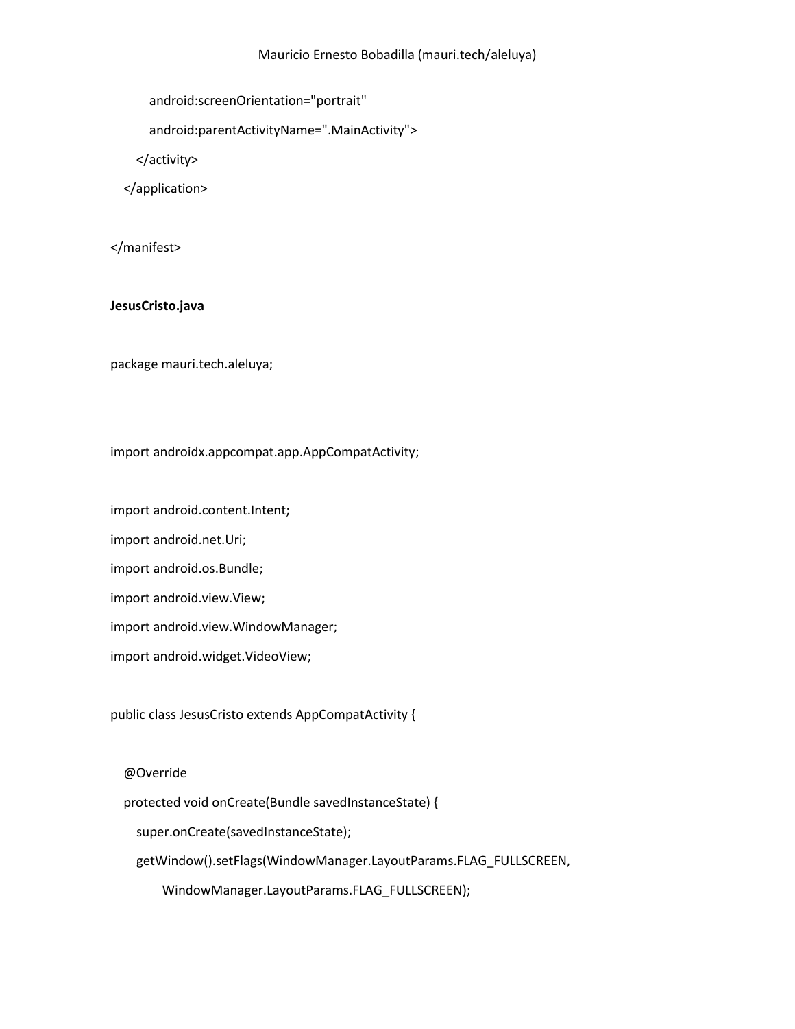```
        android:screenOrientation="portrait"
        android:parentActivityName=".MainActivity">
    </activity>
  </application>

</manifest>
```

**JesusCristo.java**

```
package mauri.tech.aleluya;



import androidx.appcompat.app.AppCompatActivity;

import android.content.Intent;
import android.net.Uri;
import android.os.Bundle;
import android.view.View;
import android.view.WindowManager;
import android.widget.VideoView;

public class JesusCristo extends AppCompatActivity {

  @Override
  protected void onCreate(Bundle savedInstanceState) {
    super.onCreate(savedInstanceState);
    getWindow().setFlags(WindowManager.LayoutParams.FLAG_FULLSCREEN,
        WindowManager.LayoutParams.FLAG_FULLSCREEN);
```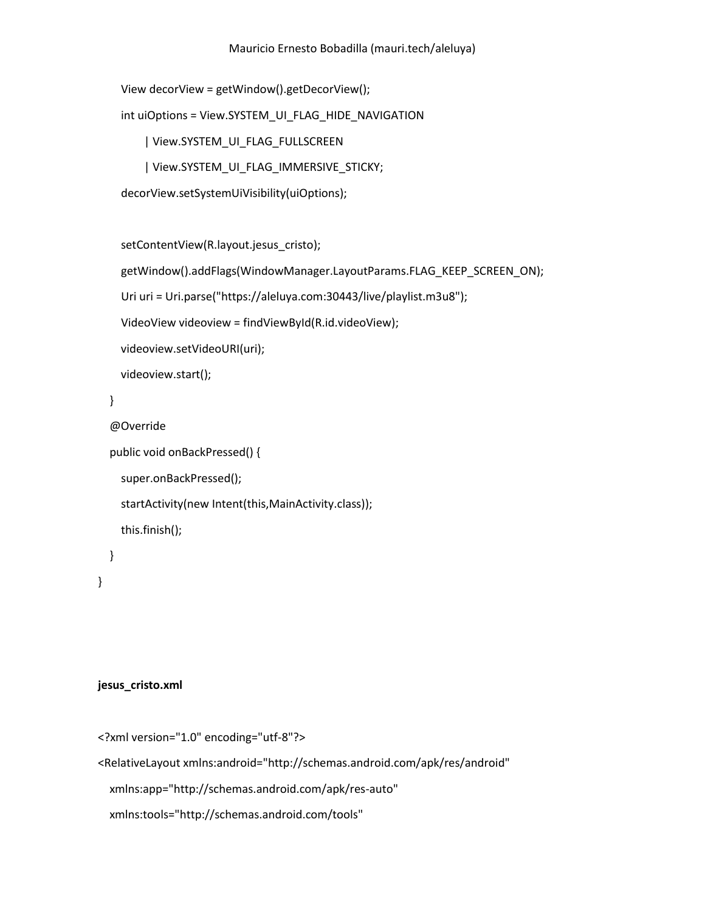```
        View decorView = getWindow().getDecorView();
        int uiOptions = View.SYSTEM_UI_FLAG_HIDE_NAVIGATION
                | View.SYSTEM_UI_FLAG_FULLSCREEN
                | View.SYSTEM_UI_FLAG_IMMERSIVE_STICKY;
        decorView.setSystemUiVisibility(uiOptions);

        setContentView(R.layout.jesus_cristo);
        getWindow().addFlags(WindowManager.LayoutParams.FLAG_KEEP_SCREEN_ON);
        Uri uri = Uri.parse("https://aleluya.com:30443/live/playlist.m3u8");
        VideoView videoview = findViewById(R.id.videoView);
        videoview.setVideoURI(uri);
        videoview.start();
    }
    @Override
    public void onBackPressed() {
        super.onBackPressed();
        startActivity(new Intent(this,MainActivity.class));
        this.finish();
    }
}
```

**jesus_cristo.xml**

```
<?xml version="1.0" encoding="utf-8"?>
<RelativeLayout xmlns:android="http://schemas.android.com/apk/res/android"
    xmlns:app="http://schemas.android.com/apk/res-auto"
    xmlns:tools="http://schemas.android.com/tools"
```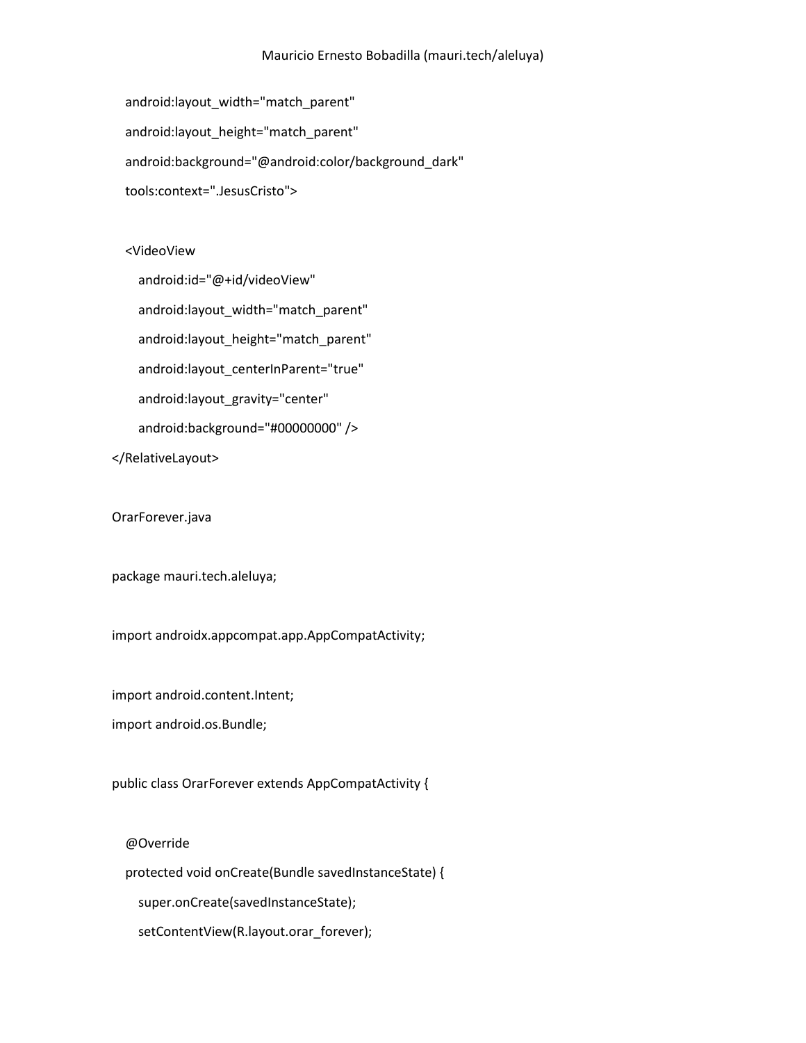```
    android:layout_width="match_parent"
    android:layout_height="match_parent"
    android:background="@android:color/background_dark"
    tools:context=".JesusCristo">

    <VideoView
        android:id="@+id/videoView"
        android:layout_width="match_parent"
        android:layout_height="match_parent"
        android:layout_centerInParent="true"
        android:layout_gravity="center"
        android:background="#00000000" />
</RelativeLayout>
```

OrarForever.java

```
package mauri.tech.aleluya;

import androidx.appcompat.app.AppCompatActivity;

import android.content.Intent;
import android.os.Bundle;

public class OrarForever extends AppCompatActivity {

    @Override
    protected void onCreate(Bundle savedInstanceState) {
        super.onCreate(savedInstanceState);
        setContentView(R.layout.orar_forever);
```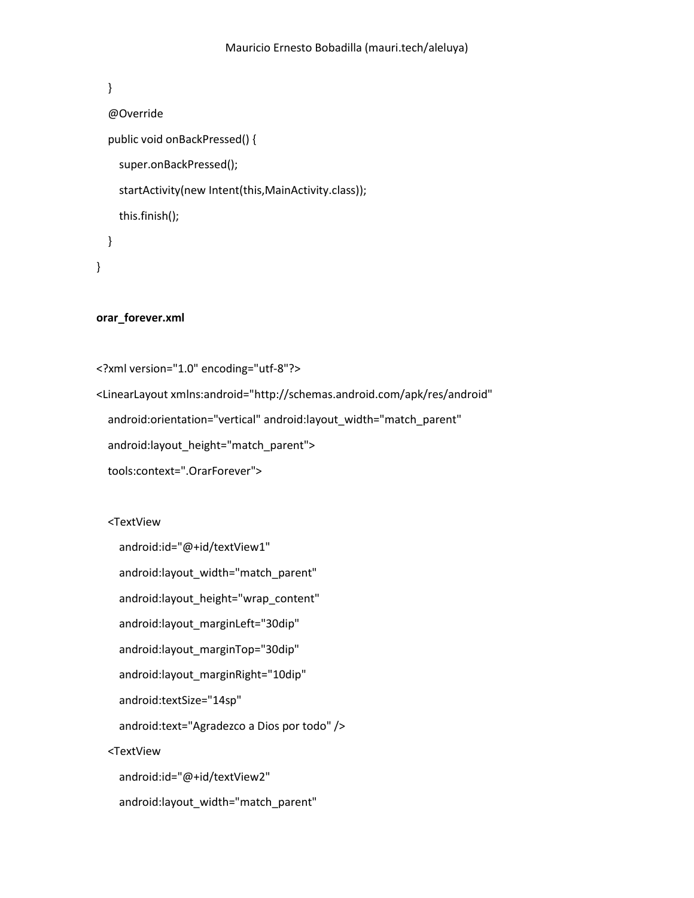```
    }
    @Override
    public void onBackPressed() {
        super.onBackPressed();
        startActivity(new Intent(this,MainActivity.class));
        this.finish();
    }
}
```

**orar_forever.xml**

```
<?xml version="1.0" encoding="utf-8"?>
<LinearLayout xmlns:android="http://schemas.android.com/apk/res/android"
    android:orientation="vertical" android:layout_width="match_parent"
    android:layout_height="match_parent">
    tools:context=".OrarForever">

    <TextView
        android:id="@+id/textView1"
        android:layout_width="match_parent"
        android:layout_height="wrap_content"
        android:layout_marginLeft="30dip"
        android:layout_marginTop="30dip"
        android:layout_marginRight="10dip"
        android:textSize="14sp"
        android:text="Agradezco a Dios por todo" />
    <TextView
        android:id="@+id/textView2"
        android:layout_width="match_parent"
```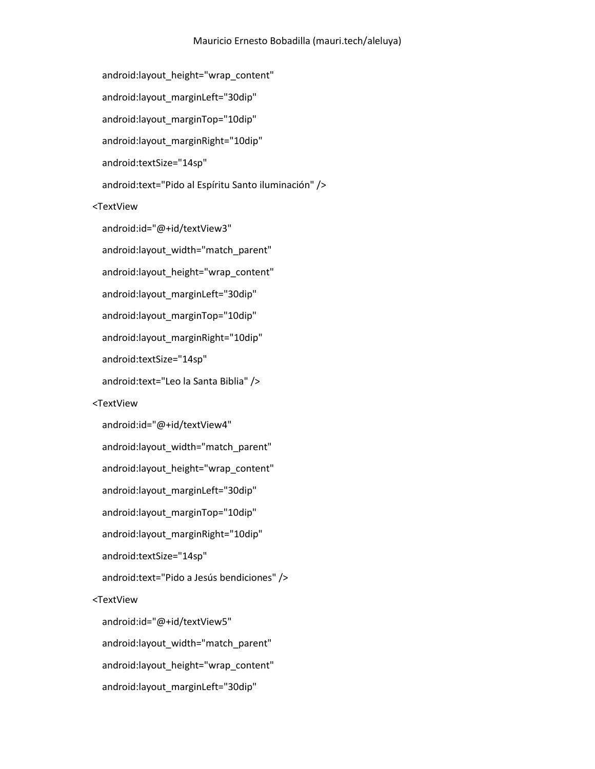```
    android:layout_height="wrap_content"
    android:layout_marginLeft="30dip"
    android:layout_marginTop="10dip"
    android:layout_marginRight="10dip"
    android:textSize="14sp"
    android:text="Pido al Espíritu Santo iluminación" />
<TextView
    android:id="@+id/textView3"
    android:layout_width="match_parent"
    android:layout_height="wrap_content"
    android:layout_marginLeft="30dip"
    android:layout_marginTop="10dip"
    android:layout_marginRight="10dip"
    android:textSize="14sp"
    android:text="Leo la Santa Biblia" />
<TextView
    android:id="@+id/textView4"
    android:layout_width="match_parent"
    android:layout_height="wrap_content"
    android:layout_marginLeft="30dip"
    android:layout_marginTop="10dip"
    android:layout_marginRight="10dip"
    android:textSize="14sp"
    android:text="Pido a Jesús bendiciones" />
<TextView
    android:id="@+id/textView5"
    android:layout_width="match_parent"
    android:layout_height="wrap_content"
    android:layout_marginLeft="30dip"
```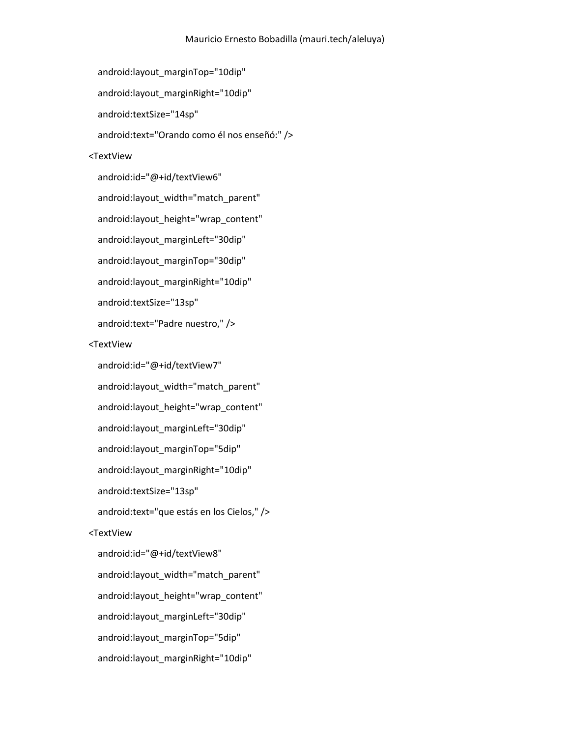```
    android:layout_marginTop="10dip"
    android:layout_marginRight="10dip"
    android:textSize="14sp"
    android:text="Orando como él nos enseñó:" />
<TextView
    android:id="@+id/textView6"
    android:layout_width="match_parent"
    android:layout_height="wrap_content"
    android:layout_marginLeft="30dip"
    android:layout_marginTop="30dip"
    android:layout_marginRight="10dip"
    android:textSize="13sp"
    android:text="Padre nuestro," />
<TextView
    android:id="@+id/textView7"
    android:layout_width="match_parent"
    android:layout_height="wrap_content"
    android:layout_marginLeft="30dip"
    android:layout_marginTop="5dip"
    android:layout_marginRight="10dip"
    android:textSize="13sp"
    android:text="que estás en los Cielos," />
<TextView
    android:id="@+id/textView8"
    android:layout_width="match_parent"
    android:layout_height="wrap_content"
    android:layout_marginLeft="30dip"
    android:layout_marginTop="5dip"
    android:layout_marginRight="10dip"
```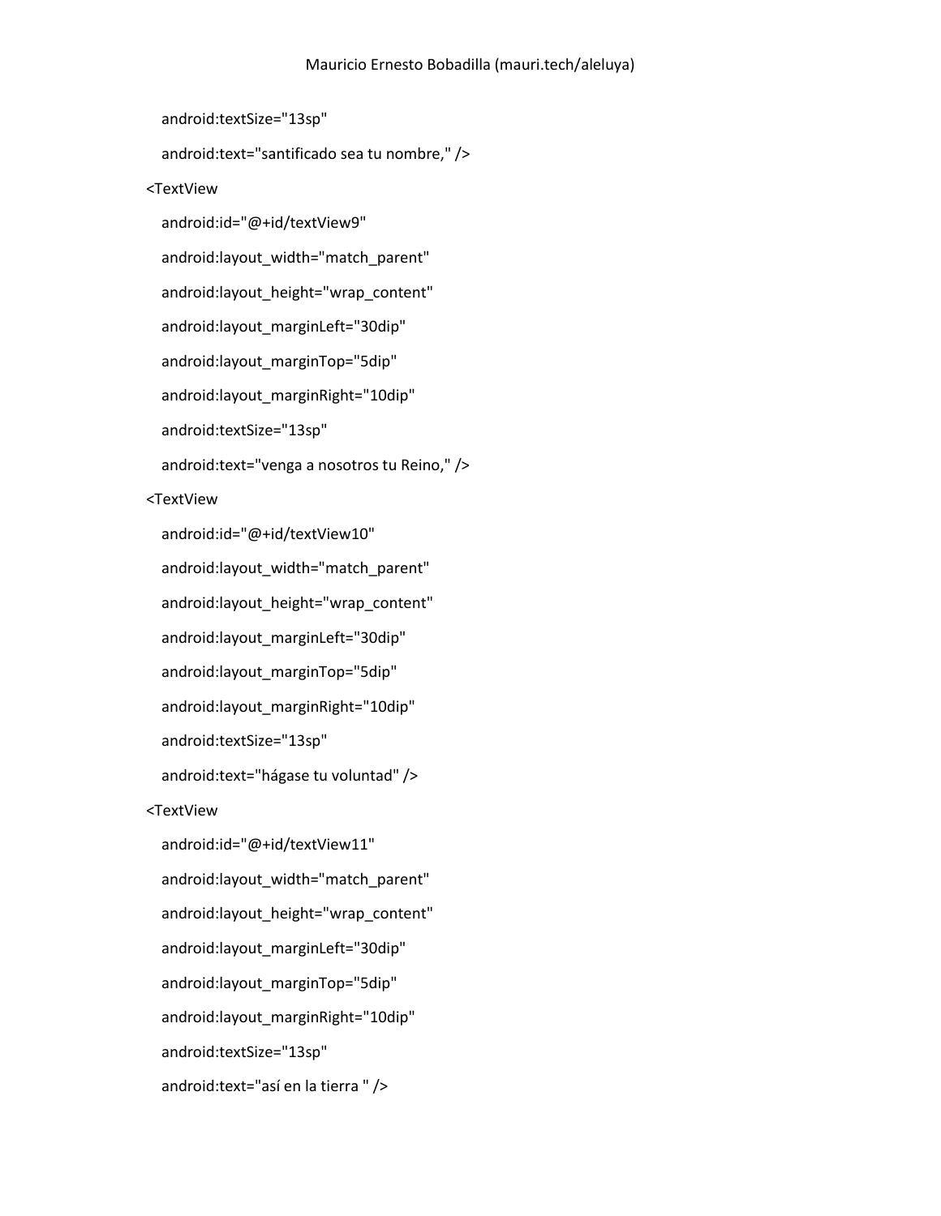```
    android:textSize="13sp"
    android:text="santificado sea tu nombre," />
<TextView
    android:id="@+id/textView9"
    android:layout_width="match_parent"
    android:layout_height="wrap_content"
    android:layout_marginLeft="30dip"
    android:layout_marginTop="5dip"
    android:layout_marginRight="10dip"
    android:textSize="13sp"
    android:text="venga a nosotros tu Reino," />
<TextView
    android:id="@+id/textView10"
    android:layout_width="match_parent"
    android:layout_height="wrap_content"
    android:layout_marginLeft="30dip"
    android:layout_marginTop="5dip"
    android:layout_marginRight="10dip"
    android:textSize="13sp"
    android:text="hágase tu voluntad" />
<TextView
    android:id="@+id/textView11"
    android:layout_width="match_parent"
    android:layout_height="wrap_content"
    android:layout_marginLeft="30dip"
    android:layout_marginTop="5dip"
    android:layout_marginRight="10dip"
    android:textSize="13sp"
    android:text="así en la tierra " />
```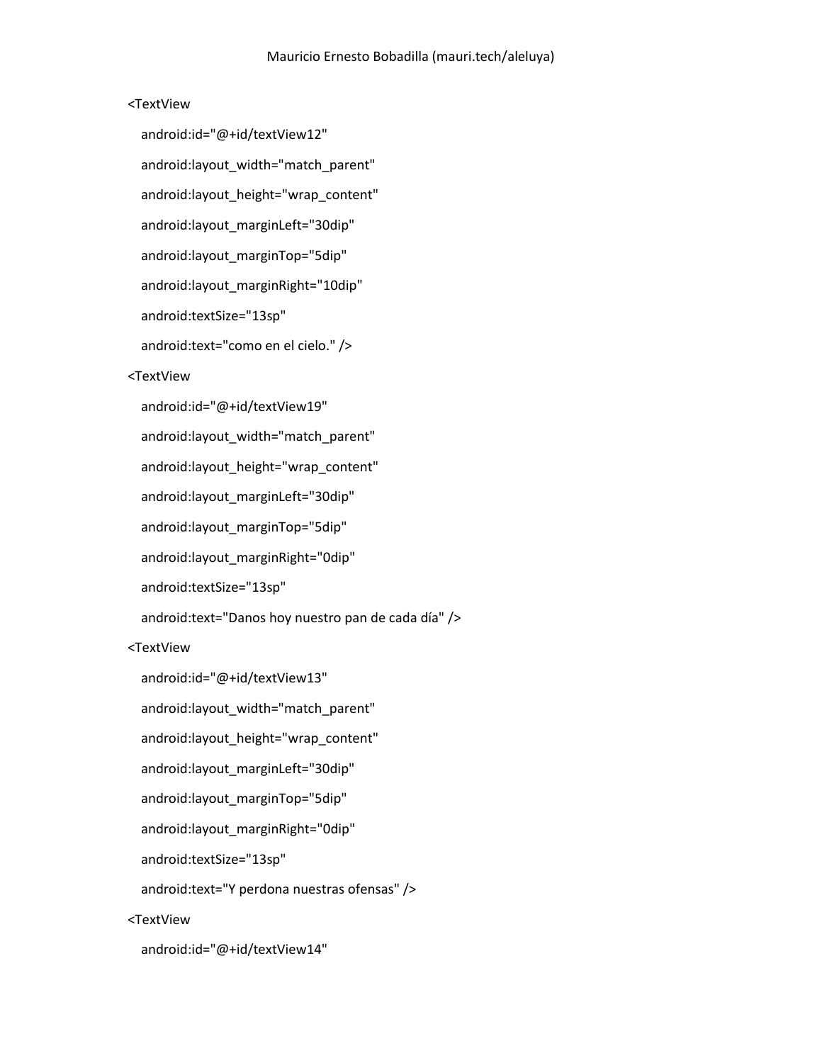```
<TextView
   android:id="@+id/textView12"
   android:layout_width="match_parent"
   android:layout_height="wrap_content"
   android:layout_marginLeft="30dip"
   android:layout_marginTop="5dip"
   android:layout_marginRight="10dip"
   android:textSize="13sp"
   android:text="como en el cielo." />
<TextView
   android:id="@+id/textView19"
   android:layout_width="match_parent"
   android:layout_height="wrap_content"
   android:layout_marginLeft="30dip"
   android:layout_marginTop="5dip"
   android:layout_marginRight="0dip"
   android:textSize="13sp"
   android:text="Danos hoy nuestro pan de cada día" />
<TextView
   android:id="@+id/textView13"
   android:layout_width="match_parent"
   android:layout_height="wrap_content"
   android:layout_marginLeft="30dip"
   android:layout_marginTop="5dip"
   android:layout_marginRight="0dip"
   android:textSize="13sp"
   android:text="Y perdona nuestras ofensas" />
<TextView
   android:id="@+id/textView14"
```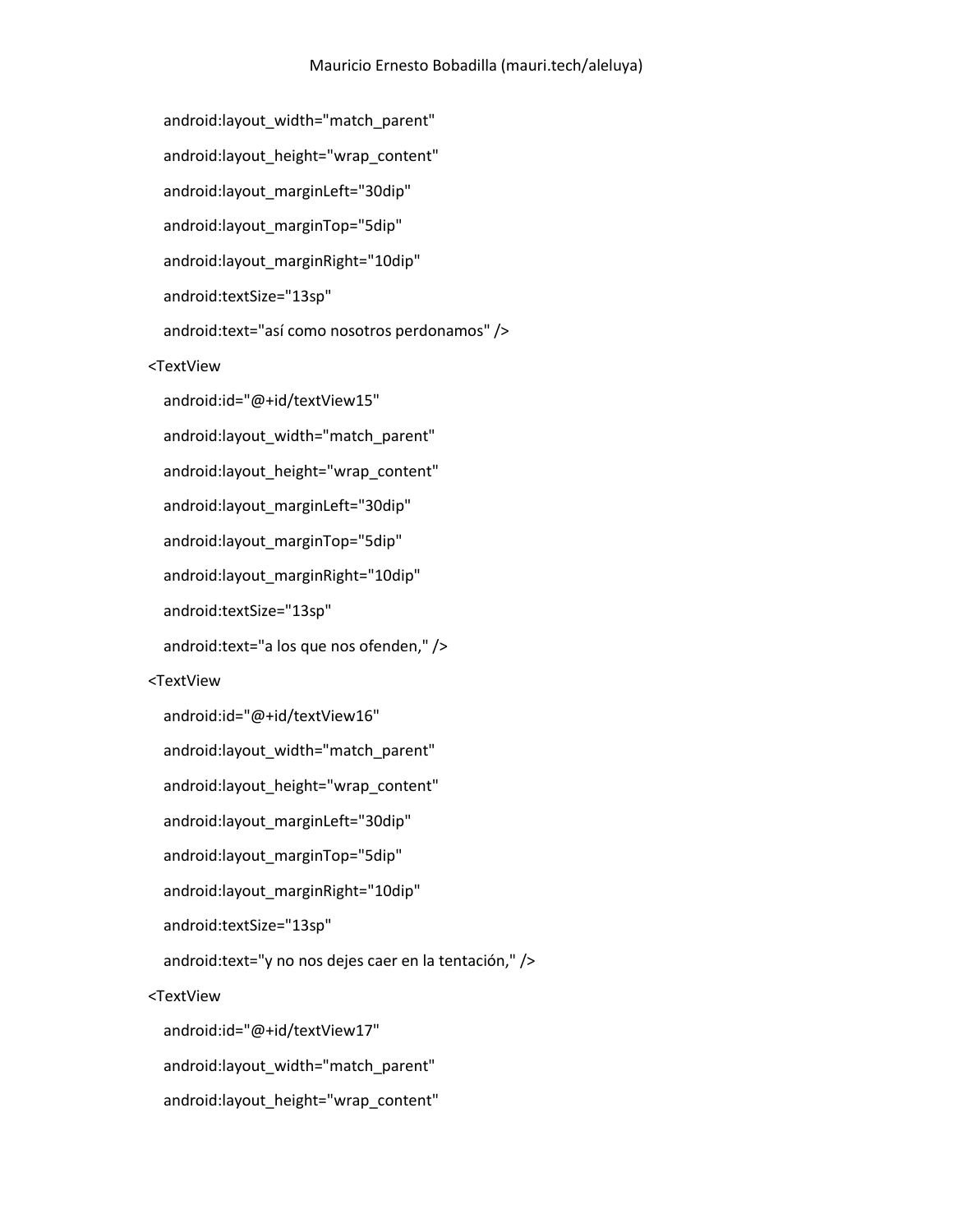```
    android:layout_width="match_parent"
    android:layout_height="wrap_content"
    android:layout_marginLeft="30dip"
    android:layout_marginTop="5dip"
    android:layout_marginRight="10dip"
    android:textSize="13sp"
    android:text="así como nosotros perdonamos" />
<TextView
    android:id="@+id/textView15"
    android:layout_width="match_parent"
    android:layout_height="wrap_content"
    android:layout_marginLeft="30dip"
    android:layout_marginTop="5dip"
    android:layout_marginRight="10dip"
    android:textSize="13sp"
    android:text="a los que nos ofenden," />
<TextView
    android:id="@+id/textView16"
    android:layout_width="match_parent"
    android:layout_height="wrap_content"
    android:layout_marginLeft="30dip"
    android:layout_marginTop="5dip"
    android:layout_marginRight="10dip"
    android:textSize="13sp"
    android:text="y no nos dejes caer en la tentación," />
<TextView
    android:id="@+id/textView17"
    android:layout_width="match_parent"
    android:layout_height="wrap_content"
```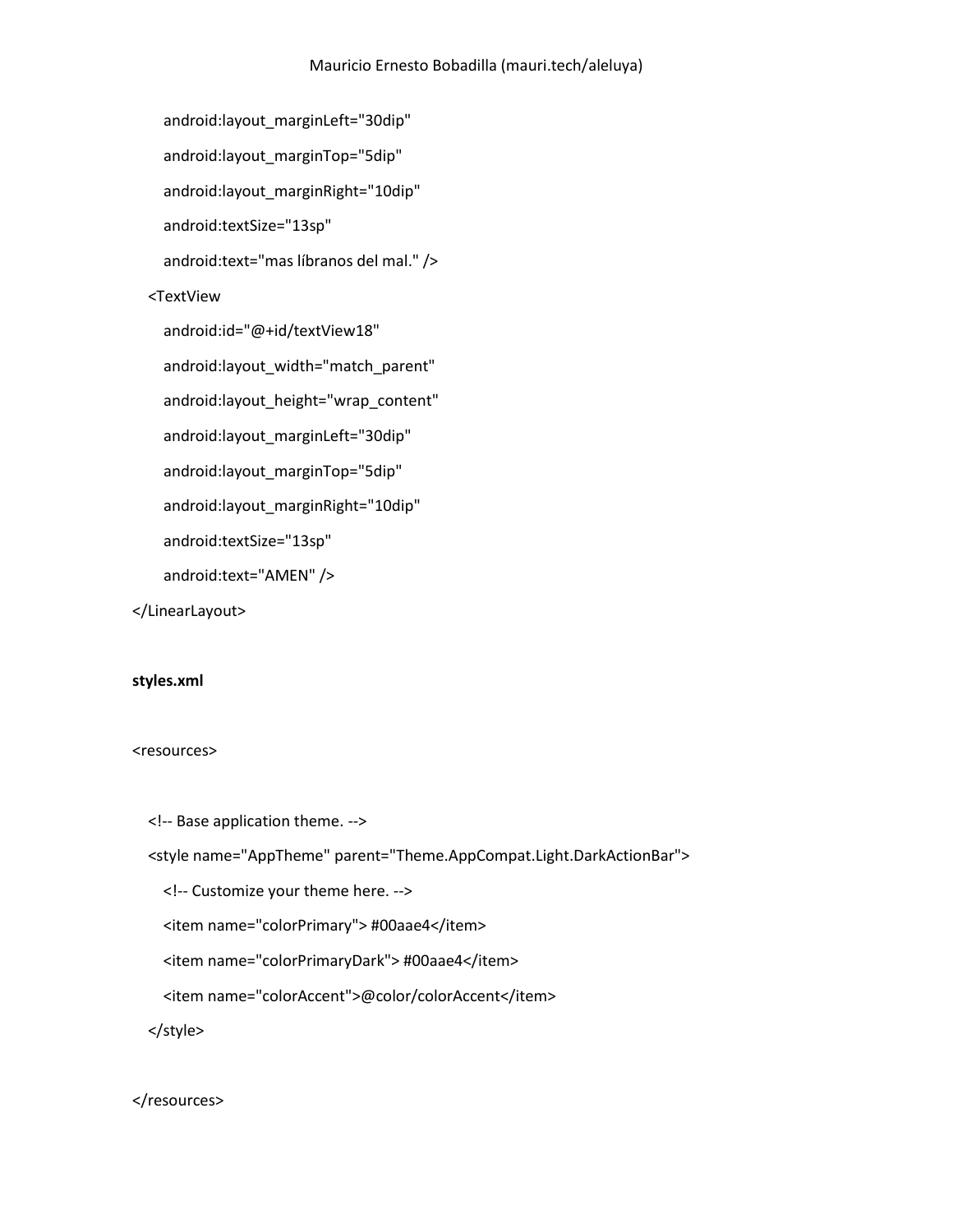```
        android:layout_marginLeft="30dip"
        android:layout_marginTop="5dip"
        android:layout_marginRight="10dip"
        android:textSize="13sp"
        android:text="mas líbranos del mal." />
    <TextView
        android:id="@+id/textView18"
        android:layout_width="match_parent"
        android:layout_height="wrap_content"
        android:layout_marginLeft="30dip"
        android:layout_marginTop="5dip"
        android:layout_marginRight="10dip"
        android:textSize="13sp"
        android:text="AMEN" />
</LinearLayout>
```

**styles.xml**

```
<resources>

    <!-- Base application theme. -->
    <style name="AppTheme" parent="Theme.AppCompat.Light.DarkActionBar">
        <!-- Customize your theme here. -->
        <item name="colorPrimary"> #00aae4</item>
        <item name="colorPrimaryDark"> #00aae4</item>
        <item name="colorAccent">@color/colorAccent</item>
    </style>

</resources>
```